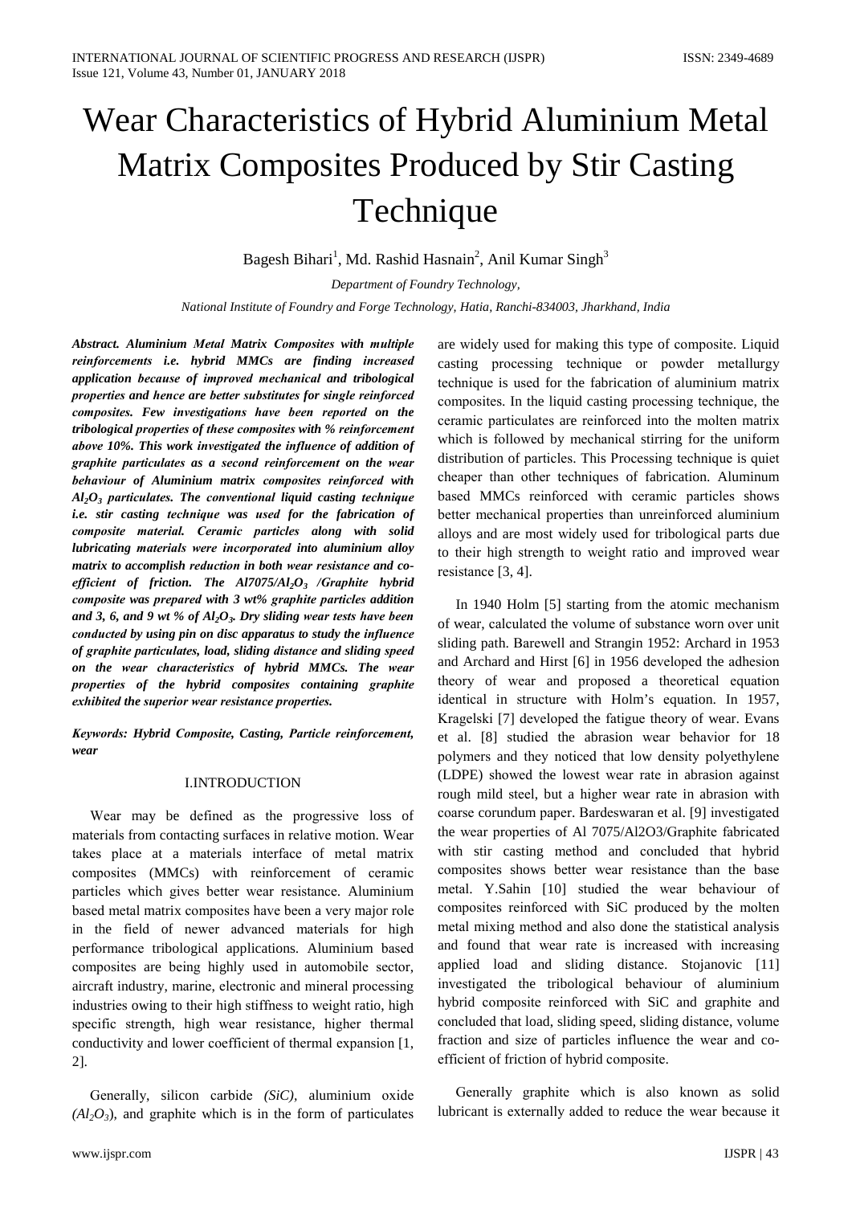# Wear Characteristics of Hybrid Aluminium Metal Matrix Composites Produced by Stir Casting Technique

Bagesh Bihari[1], Md. Rashid Hasnain[2], Anil Kumar Singh[3]

*Department of Foundry Technology,*

*National Institute of Foundry and Forge Technology, Hatia, Ranchi-834003, Jharkhand, India*

***Abstract. Aluminium Metal Matrix Composites with multiple reinforcements i.e. hybrid MMCs are finding increased application because of improved mechanical and tribological properties and hence are better substitutes for single reinforced composites. Few investigations have been reported on the tribological properties of these composites with % reinforcement above 10%. This work investigated the influence of addition of graphite particulates as a second reinforcement on the wear behaviour of Aluminium matrix composites reinforced with $Al_2O_3$ particulates. The conventional liquid casting technique i.e. stir casting technique was used for the fabrication of composite material. Ceramic particles along with solid lubricating materials were incorporated into aluminium alloy matrix to accomplish reduction in both wear resistance and co-efficient of friction. The Al7075/$Al_2O_3$ /Graphite hybrid composite was prepared with 3 wt% graphite particles addition and 3, 6, and 9 wt % of $Al_2O_3$. Dry sliding wear tests have been conducted by using pin on disc apparatus to study the influence of graphite particulates, load, sliding distance and sliding speed on the wear characteristics of hybrid MMCs. The wear properties of the hybrid composites containing graphite exhibited the superior wear resistance properties.***

***Keywords: Hybrid Composite, Casting, Particle reinforcement, wear***

## I.INTRODUCTION

Wear may be defined as the progressive loss of materials from contacting surfaces in relative motion. Wear takes place at a materials interface of metal matrix composites (MMCs) with reinforcement of ceramic particles which gives better wear resistance. Aluminium based metal matrix composites have been a very major role in the field of newer advanced materials for high performance tribological applications. Aluminium based composites are being highly used in automobile sector, aircraft industry, marine, electronic and mineral processing industries owing to their high stiffness to weight ratio, high specific strength, high wear resistance, higher thermal conductivity and lower coefficient of thermal expansion [1, 2].

Generally, silicon carbide *(SiC),* aluminium oxide *($Al_2O_3$)*, and graphite which is in the form of particulates are widely used for making this type of composite. Liquid casting processing technique or powder metallurgy technique is used for the fabrication of aluminium matrix composites. In the liquid casting processing technique, the ceramic particulates are reinforced into the molten matrix which is followed by mechanical stirring for the uniform distribution of particles. This Processing technique is quiet cheaper than other techniques of fabrication. Aluminum based MMCs reinforced with ceramic particles shows better mechanical properties than unreinforced aluminium alloys and are most widely used for tribological parts due to their high strength to weight ratio and improved wear resistance [3, 4].

In 1940 Holm [5] starting from the atomic mechanism of wear, calculated the volume of substance worn over unit sliding path. Barewell and Strangin 1952: Archard in 1953 and Archard and Hirst [6] in 1956 developed the adhesion theory of wear and proposed a theoretical equation identical in structure with Holm's equation. In 1957, Kragelski [7] developed the fatigue theory of wear. Evans et al. [8] studied the abrasion wear behavior for 18 polymers and they noticed that low density polyethylene (LDPE) showed the lowest wear rate in abrasion against rough mild steel, but a higher wear rate in abrasion with coarse corundum paper. Bardeswaran et al. [9] investigated the wear properties of Al 7075/Al2O3/Graphite fabricated with stir casting method and concluded that hybrid composites shows better wear resistance than the base metal. Y.Sahin [10] studied the wear behaviour of composites reinforced with SiC produced by the molten metal mixing method and also done the statistical analysis and found that wear rate is increased with increasing applied load and sliding distance. Stojanovic [11] investigated the tribological behaviour of aluminium hybrid composite reinforced with SiC and graphite and concluded that load, sliding speed, sliding distance, volume fraction and size of particles influence the wear and co-efficient of friction of hybrid composite.

Generally graphite which is also known as solid lubricant is externally added to reduce the wear because it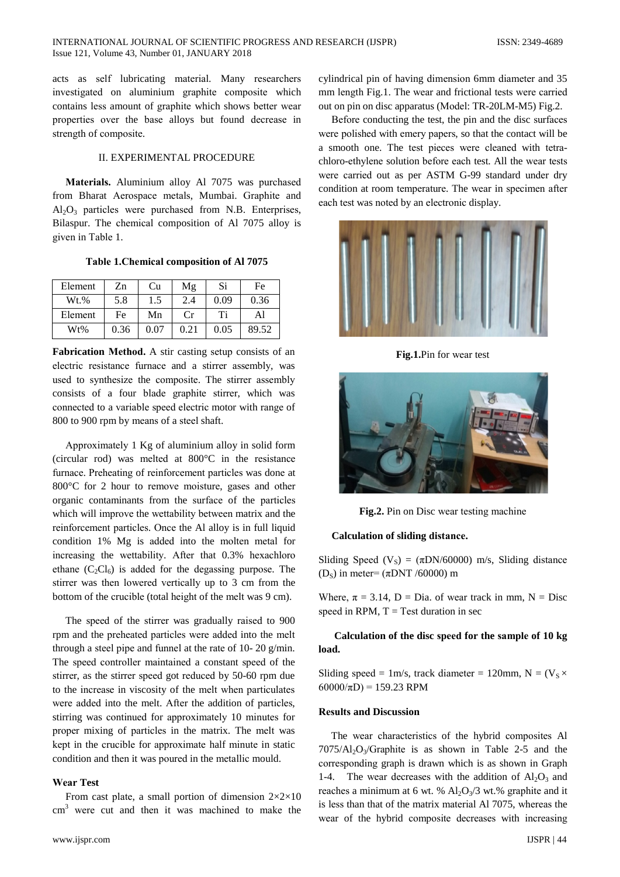acts as self lubricating material. Many researchers investigated on aluminium graphite composite which contains less amount of graphite which shows better wear properties over the base alloys but found decrease in strength of composite.

## II. EXPERIMENTAL PROCEDURE

**Materials.** Aluminium alloy Al 7075 was purchased from Bharat Aerospace metals, Mumbai. Graphite and $Al_2O_3$ particles were purchased from N.B. Enterprises, Bilaspur. The chemical composition of Al 7075 alloy is given in Table 1.

**Table 1.Chemical composition of Al 7075**

| Element | Zn | Cu | Mg | Si | Fe |
|---|---|---|---|---|---|
| Wt.% | 5.8 | 1.5 | 2.4 | 0.09 | 0.36 |
| Element | Fe | Mn | Cr | Ti | Al |
| Wt% | 0.36 | 0.07 | 0.21 | 0.05 | 89.52 |

**Fabrication Method.** A stir casting setup consists of an electric resistance furnace and a stirrer assembly, was used to synthesize the composite. The stirrer assembly consists of a four blade graphite stirrer, which was connected to a variable speed electric motor with range of 800 to 900 rpm by means of a steel shaft.

Approximately 1 Kg of aluminium alloy in solid form (circular rod) was melted at 800°C in the resistance furnace. Preheating of reinforcement particles was done at 800°C for 2 hour to remove moisture, gases and other organic contaminants from the surface of the particles which will improve the wettability between matrix and the reinforcement particles. Once the Al alloy is in full liquid condition 1% Mg is added into the molten metal for increasing the wettability. After that 0.3% hexachloro ethane ($C_2Cl_6$) is added for the degassing purpose. The stirrer was then lowered vertically up to 3 cm from the bottom of the crucible (total height of the melt was 9 cm).

The speed of the stirrer was gradually raised to 900 rpm and the preheated particles were added into the melt through a steel pipe and funnel at the rate of 10- 20 g/min. The speed controller maintained a constant speed of the stirrer, as the stirrer speed got reduced by 50-60 rpm due to the increase in viscosity of the melt when particulates were added into the melt. After the addition of particles, stirring was continued for approximately 10 minutes for proper mixing of particles in the matrix. The melt was kept in the crucible for approximate half minute in static condition and then it was poured in the metallic mould.

### Wear Test

From cast plate, a small portion of dimension $2\times2\times10$ $cm^3$ were cut and then it was machined to make the cylindrical pin of having dimension 6mm diameter and 35 mm length Fig.1. The wear and frictional tests were carried out on pin on disc apparatus (Model: TR-20LM-M5) Fig.2.

Before conducting the test, the pin and the disc surfaces were polished with emery papers, so that the contact will be a smooth one. The test pieces were cleaned with tetra-chloro-ethylene solution before each test. All the wear tests were carried out as per ASTM G-99 standard under dry condition at room temperature. The wear in specimen after each test was noted by an electronic display.

**Fig.1.**Pin for wear test

**Fig.2.** Pin on Disc wear testing machine

**Calculation of sliding distance.**

Sliding Speed ($V_S$) = ($\pi DN/60000$) m/s, Sliding distance ($D_S$) in meter= ($\pi DNT/60000$) m

Where, $\pi = 3.14$, D = Dia. of wear track in mm, N = Disc speed in RPM, T = Test duration in sec

**Calculation of the disc speed for the sample of 10 kg load.**

Sliding speed = 1m/s, track diameter = 120mm, $N = (V_S \times 60000/\pi D) = 159.23$ RPM

### Results and Discussion

The wear characteristics of the hybrid composites Al $7075/Al_2O_3$/Graphite is as shown in Table 2-5 and the corresponding graph is drawn which is as shown in Graph 1-4. The wear decreases with the addition of $Al_2O_3$ and reaches a minimum at 6 wt. % $Al_2O_3$/3 wt.% graphite and it is less than that of the matrix material Al 7075, whereas the wear of the hybrid composite decreases with increasing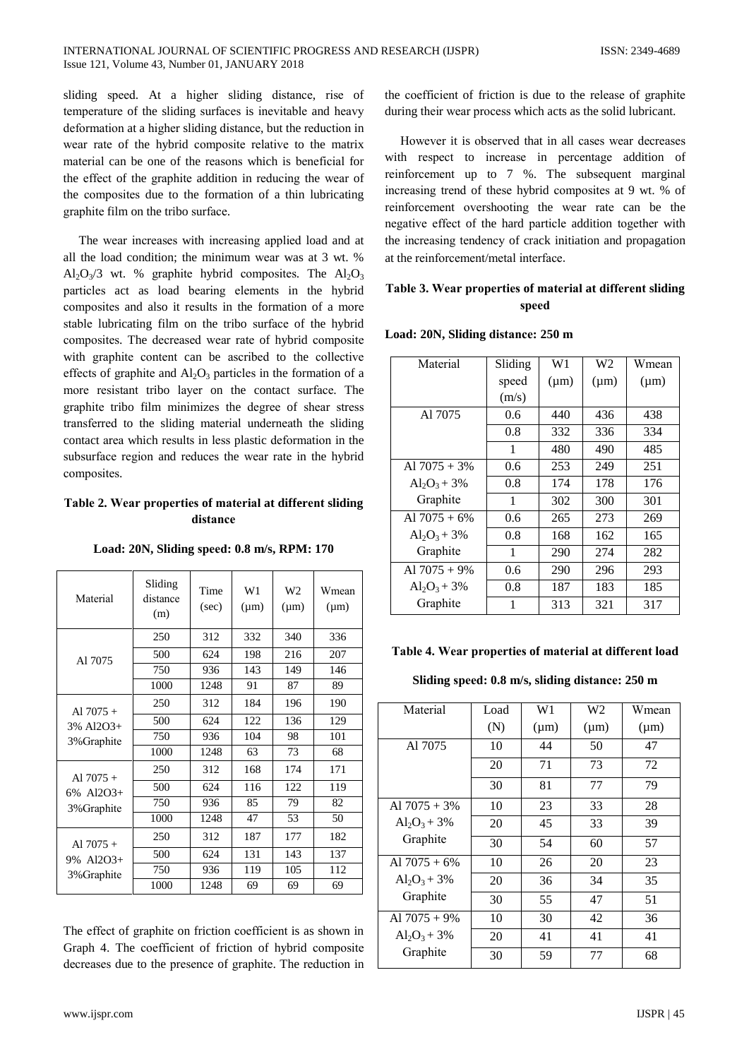sliding speed. At a higher sliding distance, rise of temperature of the sliding surfaces is inevitable and heavy deformation at a higher sliding distance, but the reduction in wear rate of the hybrid composite relative to the matrix material can be one of the reasons which is beneficial for the effect of the graphite addition in reducing the wear of the composites due to the formation of a thin lubricating graphite film on the tribo surface.

The wear increases with increasing applied load and at all the load condition; the minimum wear was at 3 wt. % $Al_2O_3$/3 wt. % graphite hybrid composites. The $Al_2O_3$ particles act as load bearing elements in the hybrid composites and also it results in the formation of a more stable lubricating film on the tribo surface of the hybrid composites. The decreased wear rate of hybrid composite with graphite content can be ascribed to the collective effects of graphite and $Al_2O_3$ particles in the formation of a more resistant tribo layer on the contact surface. The graphite tribo film minimizes the degree of shear stress transferred to the sliding material underneath the sliding contact area which results in less plastic deformation in the subsurface region and reduces the wear rate in the hybrid composites.

**Table 2. Wear properties of material at different sliding distance**

**Load: 20N, Sliding speed: 0.8 m/s, RPM: 170**

| Material | Sliding distance (m) | Time (sec) | W1 (μm) | W2 (μm) | Wmean (μm) |
|---|---|---|---|---|---|
| Al 7075 | 250 | 312 | 332 | 340 | 336 |
| | 500 | 624 | 198 | 216 | 207 |
| | 750 | 936 | 143 | 149 | 146 |
| | 1000 | 1248 | 91 | 87 | 89 |
| Al 7075 + 3% Al2O3+ 3%Graphite | 250 | 312 | 184 | 196 | 190 |
| | 500 | 624 | 122 | 136 | 129 |
| | 750 | 936 | 104 | 98 | 101 |
| | 1000 | 1248 | 63 | 73 | 68 |
| Al 7075 + 6% Al2O3+ 3%Graphite | 250 | 312 | 168 | 174 | 171 |
| | 500 | 624 | 116 | 122 | 119 |
| | 750 | 936 | 85 | 79 | 82 |
| | 1000 | 1248 | 47 | 53 | 50 |
| Al 7075 + 9% Al2O3+ 3%Graphite | 250 | 312 | 187 | 177 | 182 |
| | 500 | 624 | 131 | 143 | 137 |
| | 750 | 936 | 119 | 105 | 112 |
| | 1000 | 1248 | 69 | 69 | 69 |

The effect of graphite on friction coefficient is as shown in Graph 4. The coefficient of friction of hybrid composite decreases due to the presence of graphite. The reduction in the coefficient of friction is due to the release of graphite during their wear process which acts as the solid lubricant.

However it is observed that in all cases wear decreases with respect to increase in percentage addition of reinforcement up to 7 %. The subsequent marginal increasing trend of these hybrid composites at 9 wt. % of reinforcement overshooting the wear rate can be the negative effect of the hard particle addition together with the increasing tendency of crack initiation and propagation at the reinforcement/metal interface.

**Table 3. Wear properties of material at different sliding speed**

**Load: 20N, Sliding distance: 250 m**

| Material | Sliding speed (m/s) | W1 (μm) | W2 (μm) | Wmean (μm) |
|---|---|---|---|---|
| Al 7075 | 0.6 | 440 | 436 | 438 |
| | 0.8 | 332 | 336 | 334 |
| | 1 | 480 | 490 | 485 |
| Al 7075 + 3% $Al_2O_3$ + 3% Graphite | 0.6 | 253 | 249 | 251 |
| | 0.8 | 174 | 178 | 176 |
| | 1 | 302 | 300 | 301 |
| Al 7075 + 6% $Al_2O_3$ + 3% Graphite | 0.6 | 265 | 273 | 269 |
| | 0.8 | 168 | 162 | 165 |
| | 1 | 290 | 274 | 282 |
| Al 7075 + 9% $Al_2O_3$ + 3% Graphite | 0.6 | 290 | 296 | 293 |
| | 0.8 | 187 | 183 | 185 |
| | 1 | 313 | 321 | 317 |

**Table 4. Wear properties of material at different load**

**Sliding speed: 0.8 m/s, sliding distance: 250 m**

| Material | Load (N) | W1 (μm) | W2 (μm) | Wmean (μm) |
|---|---|---|---|---|
| Al 7075 | 10 | 44 | 50 | 47 |
| | 20 | 71 | 73 | 72 |
| | 30 | 81 | 77 | 79 |
| Al 7075 + 3% $Al_2O_3$ + 3% Graphite | 10 | 23 | 33 | 28 |
| | 20 | 45 | 33 | 39 |
| | 30 | 54 | 60 | 57 |
| Al 7075 + 6% $Al_2O_3$ + 3% Graphite | 10 | 26 | 20 | 23 |
| | 20 | 36 | 34 | 35 |
| | 30 | 55 | 47 | 51 |
| Al 7075 + 9% $Al_2O_3$ + 3% Graphite | 10 | 30 | 42 | 36 |
| | 20 | 41 | 41 | 41 |
| | 30 | 59 | 77 | 68 |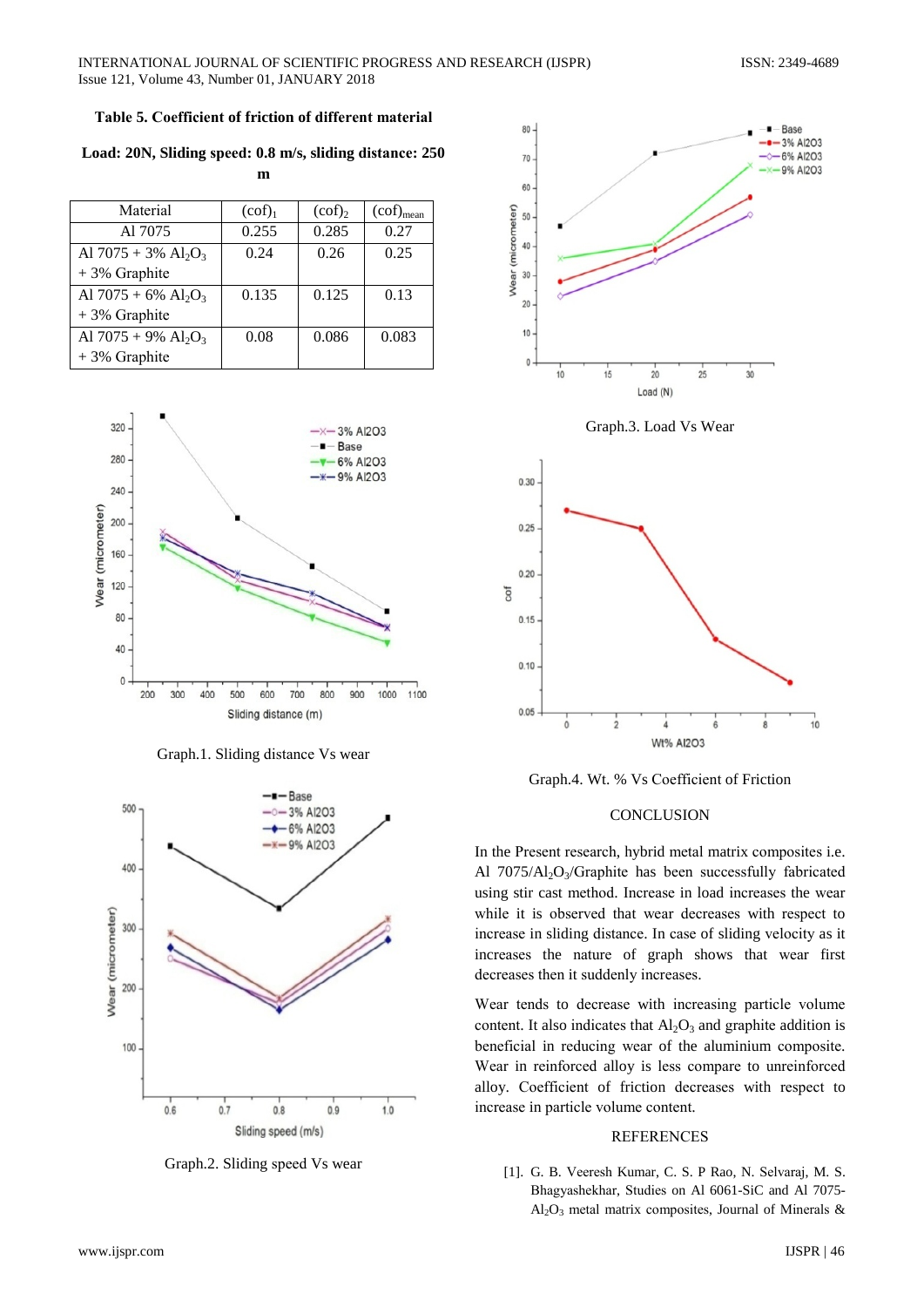**Table 5. Coefficient of friction of different material**

**Load: 20N, Sliding speed: 0.8 m/s, sliding distance: 250 m**

| Material | $(cof)_1$ | $(cof)_2$ | $(cof)_{mean}$ |
|---|---|---|---|
| Al 7075 | 0.255 | 0.285 | 0.27 |
| Al 7075 + 3% $Al_2O_3$ + 3% Graphite | 0.24 | 0.26 | 0.25 |
| Al 7075 + 6% $Al_2O_3$ + 3% Graphite | 0.135 | 0.125 | 0.13 |
| Al 7075 + 9% $Al_2O_3$ + 3% Graphite | 0.08 | 0.086 | 0.083 |

Graph.1. Sliding distance Vs wear

Graph.2. Sliding speed Vs wear

Graph.3. Load Vs Wear

Graph.4. Wt. % Vs Coefficient of Friction

## CONCLUSION

In the Present research, hybrid metal matrix composites i.e. Al 7075/$Al_2O_3$/Graphite has been successfully fabricated using stir cast method. Increase in load increases the wear while it is observed that wear decreases with respect to increase in sliding distance. In case of sliding velocity as it increases the nature of graph shows that wear first decreases then it suddenly increases.

Wear tends to decrease with increasing particle volume content. It also indicates that $Al_2O_3$ and graphite addition is beneficial in reducing wear of the aluminium composite. Wear in reinforced alloy is less compare to unreinforced alloy. Coefficient of friction decreases with respect to increase in particle volume content.

## REFERENCES

[1]. G. B. Veeresh Kumar, C. S. P Rao, N. Selvaraj, M. S. Bhagyashekhar, Studies on Al 6061-SiC and Al 7075-$Al_2O_3$ metal matrix composites, Journal of Minerals &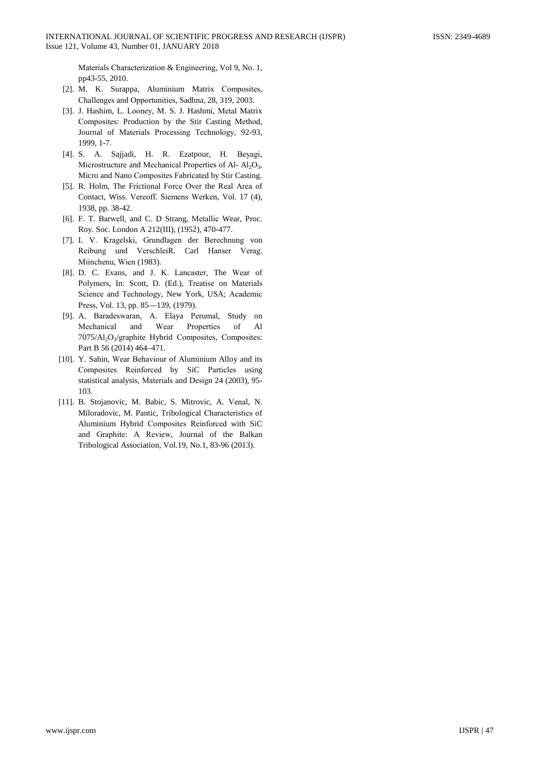Materials Characterization & Engineering, Vol 9, No. 1, pp43-55, 2010.

[2]. M. K. Surappa, Aluminium Matrix Composites, Challenges and Opportunities, Sadhna, 28, 319, 2003.

[3]. J. Hashim, L. Looney, M. S. J. Hashmi, Metal Matrix Composites: Production by the Stir Casting Method, Journal of Materials Processing Technology, 92-93, 1999, 1-7.

[4]. S. A. Sajjadi, H. R. Ezatpour, H. Beyagi, Microstructure and Mechanical Properties of Al- $Al_2O_3$, Micro and Nano Composites Fabricated by Stir Casting.

[5]. R. Holm, The Frictional Force Over the Real Area of Contact, Wiss. Vereoff. Siemens Werken, Vol. 17 (4), 1938, pp. 38-42.

[6]. F. T. Barwell, and C. D Strang, Metallic Wear, Proc. Roy. Soc. London A 212(III), (1952), 470-477.

[7]. I. V. Kragelski, Grundlagen der Berechnung von Reibung und VerschleiR. Carl Hanser Verag. Miinchenu, Wien (1983).

[8]. D. C. Evans, and J. K. Lancaster, The Wear of Polymers, In: Scott, D. (Ed.), Treatise on Materials Science and Technology, New York, USA; Academic Press, Vol. 13, pp. 85—139, (1979).

[9]. A. Baradeswaran, A. Elaya Perumal, Study on Mechanical and Wear Properties of Al 7075/$Al_2O_3$/graphite Hybrid Composites, Composites: Part B 56 (2014) 464–471.

[10]. Y. Sahin, Wear Behaviour of Aluminium Alloy and its Composites Reinforced by SiC Particles using statistical analysis, Materials and Design 24 (2003), 95-103.

[11]. B. Stojanovic, M. Babic, S. Mitrovic, A. Venal, N. Miloradovic, M. Pantic, Tribological Characteristics of Aluminium Hybrid Composites Reinforced with SiC and Graphite: A Review, Journal of the Balkan Tribological Association, Vol.19, No.1, 83-96 (2013).